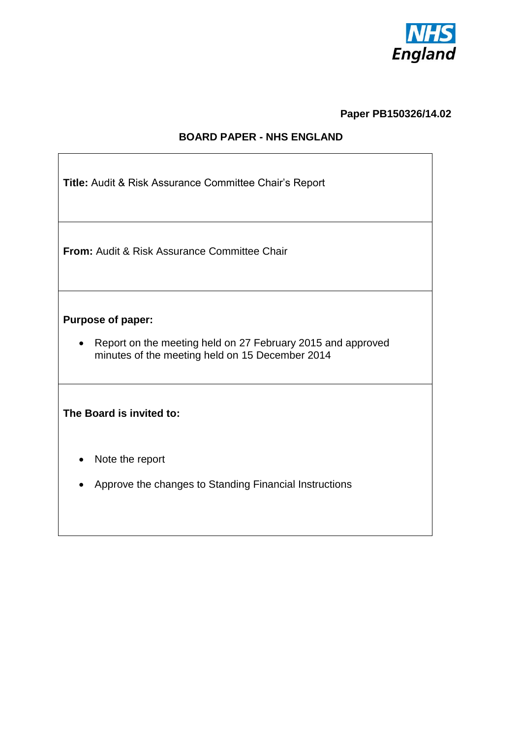**Paper PB150326/14.02**

## BOARD PAPER - NHS ENGLAND

**Title:** Audit & Risk Assurance Committee Chair's Report

**From:** Audit & Risk Assurance Committee Chair

**Purpose of paper:**

- Report on the meeting held on 27 February 2015 and approved minutes of the meeting held on 15 December 2014

**The Board is invited to:**

- Note the report
- Approve the changes to Standing Financial Instructions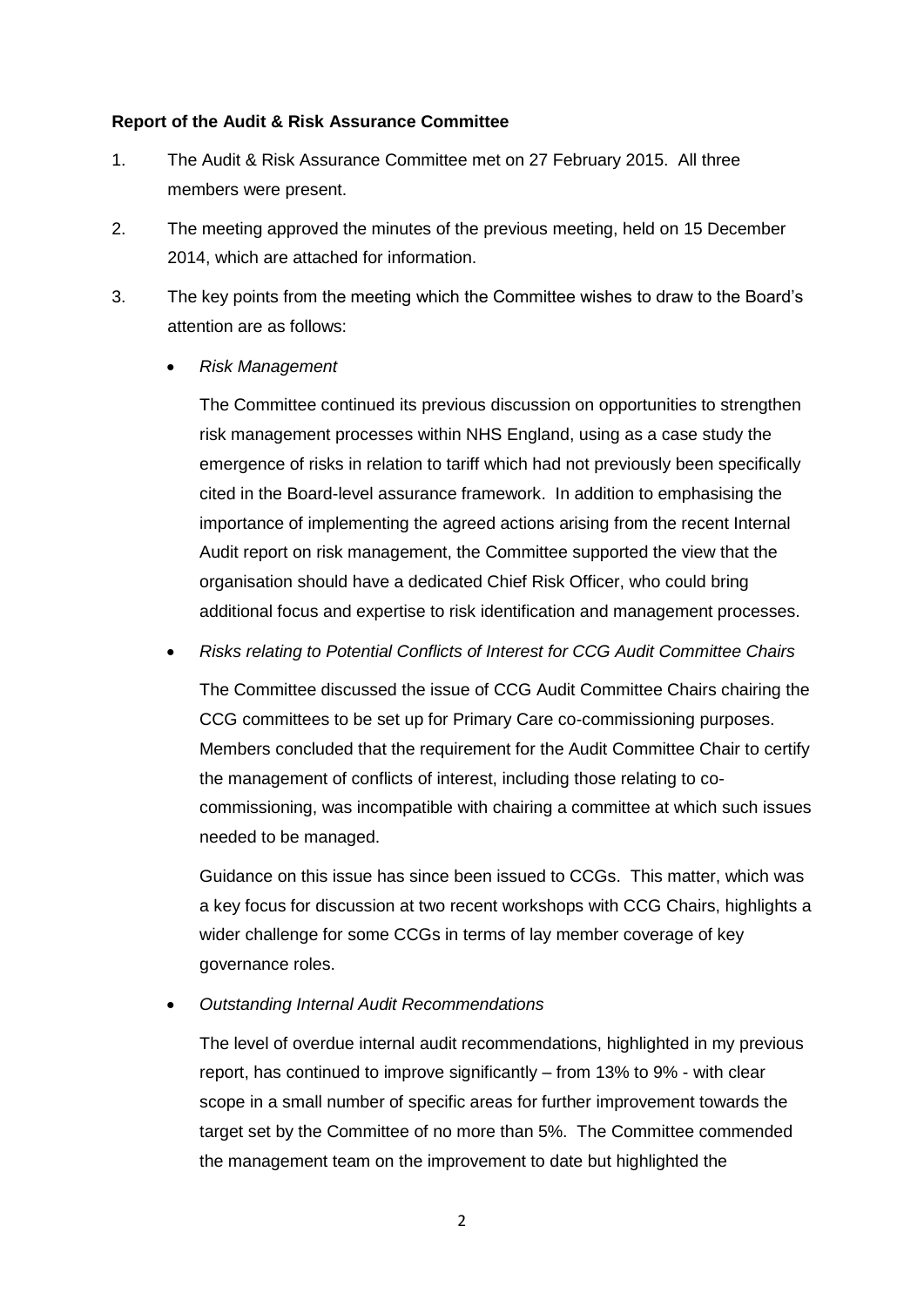**Report of the Audit & Risk Assurance Committee**

1. The Audit & Risk Assurance Committee met on 27 February 2015. All three members were present.

2. The meeting approved the minutes of the previous meeting, held on 15 December 2014, which are attached for information.

3. The key points from the meeting which the Committee wishes to draw to the Board's attention are as follows:

   - *Risk Management*

     The Committee continued its previous discussion on opportunities to strengthen risk management processes within NHS England, using as a case study the emergence of risks in relation to tariff which had not previously been specifically cited in the Board-level assurance framework. In addition to emphasising the importance of implementing the agreed actions arising from the recent Internal Audit report on risk management, the Committee supported the view that the organisation should have a dedicated Chief Risk Officer, who could bring additional focus and expertise to risk identification and management processes.

   - *Risks relating to Potential Conflicts of Interest for CCG Audit Committee Chairs*

     The Committee discussed the issue of CCG Audit Committee Chairs chairing the CCG committees to be set up for Primary Care co-commissioning purposes. Members concluded that the requirement for the Audit Committee Chair to certify the management of conflicts of interest, including those relating to co-commissioning, was incompatible with chairing a committee at which such issues needed to be managed.

     Guidance on this issue has since been issued to CCGs. This matter, which was a key focus for discussion at two recent workshops with CCG Chairs, highlights a wider challenge for some CCGs in terms of lay member coverage of key governance roles.

   - *Outstanding Internal Audit Recommendations*

     The level of overdue internal audit recommendations, highlighted in my previous report, has continued to improve significantly – from 13% to 9% - with clear scope in a small number of specific areas for further improvement towards the target set by the Committee of no more than 5%. The Committee commended the management team on the improvement to date but highlighted the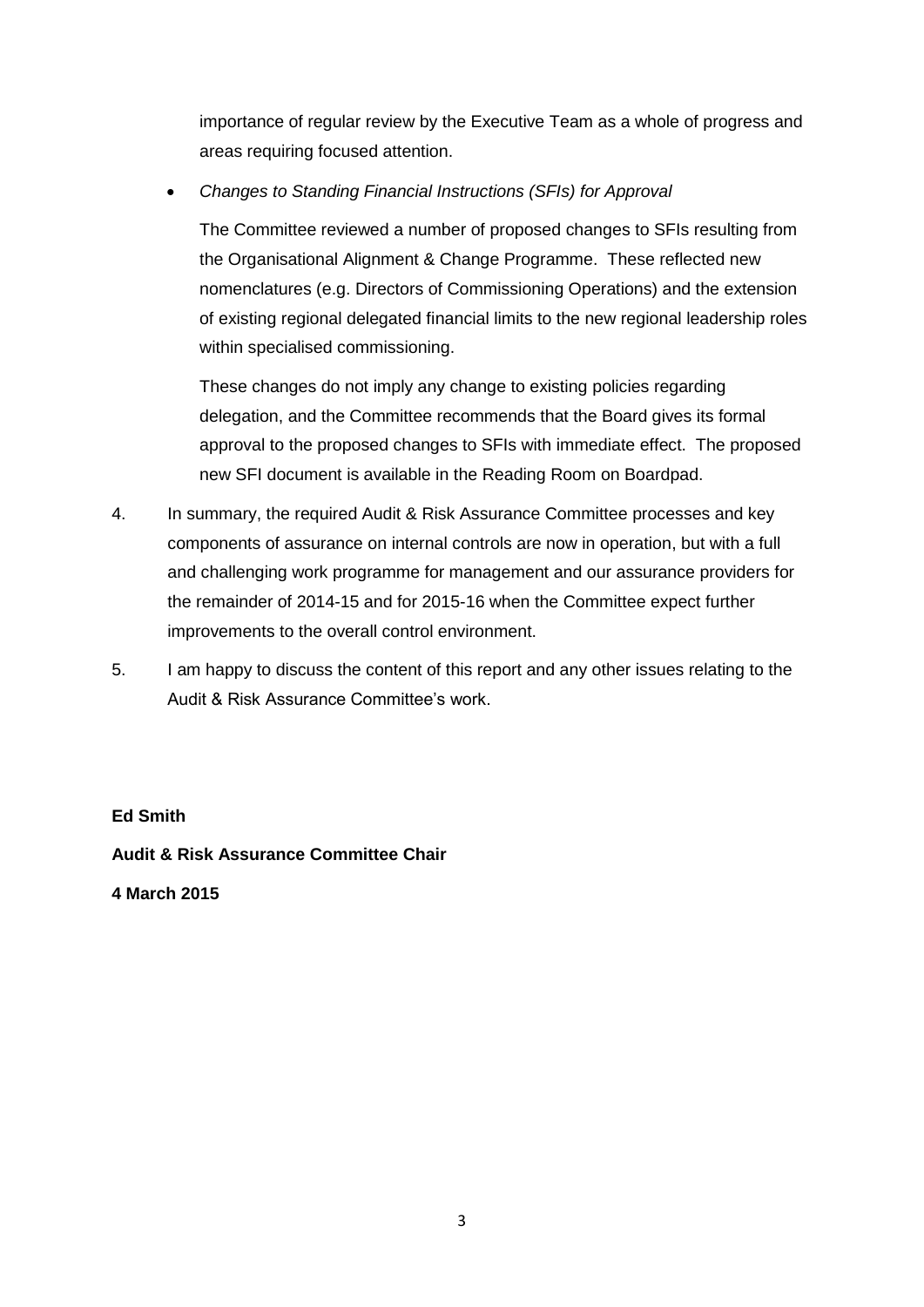importance of regular review by the Executive Team as a whole of progress and areas requiring focused attention.

- *Changes to Standing Financial Instructions (SFIs) for Approval*

  The Committee reviewed a number of proposed changes to SFIs resulting from the Organisational Alignment & Change Programme. These reflected new nomenclatures (e.g. Directors of Commissioning Operations) and the extension of existing regional delegated financial limits to the new regional leadership roles within specialised commissioning.

  These changes do not imply any change to existing policies regarding delegation, and the Committee recommends that the Board gives its formal approval to the proposed changes to SFIs with immediate effect. The proposed new SFI document is available in the Reading Room on Boardpad.

4. In summary, the required Audit & Risk Assurance Committee processes and key components of assurance on internal controls are now in operation, but with a full and challenging work programme for management and our assurance providers for the remainder of 2014-15 and for 2015-16 when the Committee expect further improvements to the overall control environment.

5. I am happy to discuss the content of this report and any other issues relating to the Audit & Risk Assurance Committee's work.

**Ed Smith**

**Audit & Risk Assurance Committee Chair**

**4 March 2015**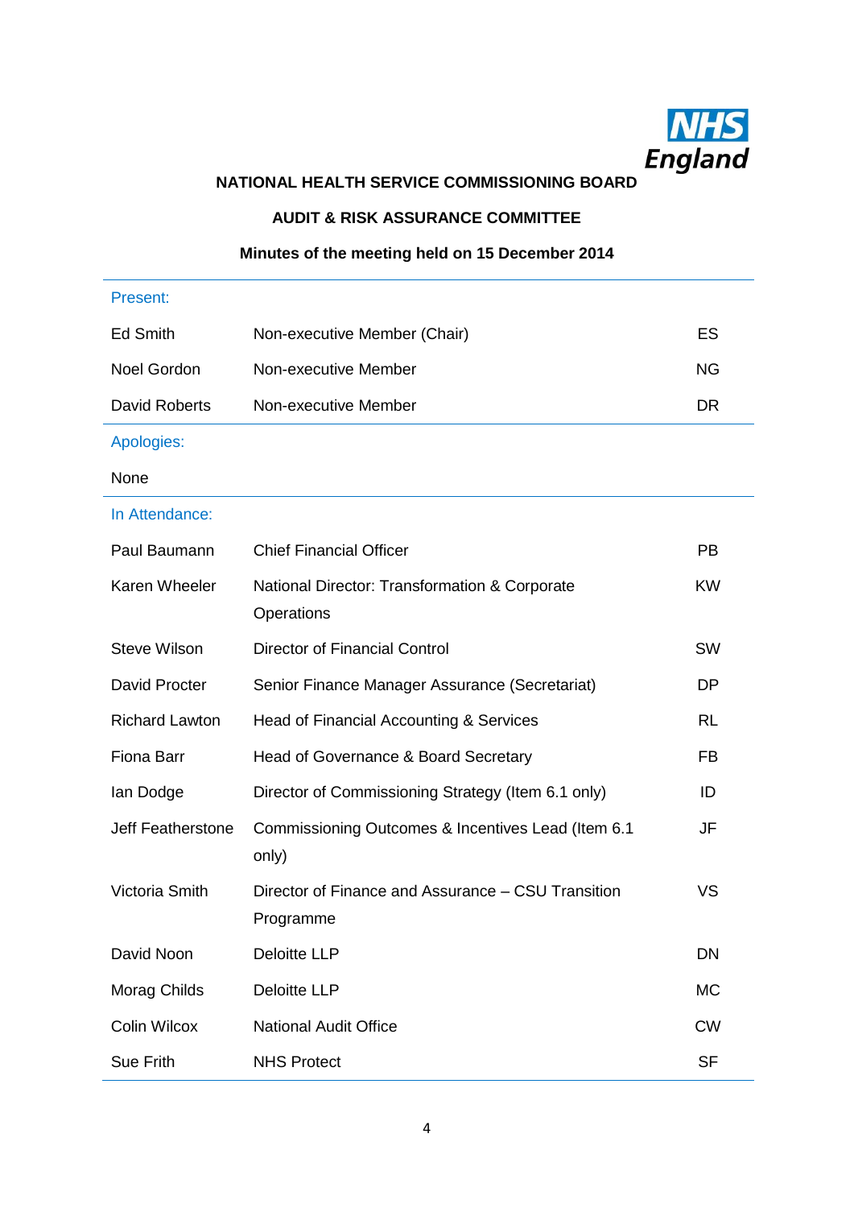**NATIONAL HEALTH SERVICE COMMISSIONING BOARD**

**AUDIT & RISK ASSURANCE COMMITTEE**

**Minutes of the meeting held on 15 December 2014**

| | | |
|---|---|---|
| Present: | | |
| Ed Smith | Non-executive Member (Chair) | ES |
| Noel Gordon | Non-executive Member | NG |
| David Roberts | Non-executive Member | DR |
| Apologies: | | |
| None | | |
| In Attendance: | | |
| Paul Baumann | Chief Financial Officer | PB |
| Karen Wheeler | National Director: Transformation & Corporate Operations | KW |
| Steve Wilson | Director of Financial Control | SW |
| David Procter | Senior Finance Manager Assurance (Secretariat) | DP |
| Richard Lawton | Head of Financial Accounting & Services | RL |
| Fiona Barr | Head of Governance & Board Secretary | FB |
| Ian Dodge | Director of Commissioning Strategy (Item 6.1 only) | ID |
| Jeff Featherstone | Commissioning Outcomes & Incentives Lead (Item 6.1 only) | JF |
| Victoria Smith | Director of Finance and Assurance – CSU Transition Programme | VS |
| David Noon | Deloitte LLP | DN |
| Morag Childs | Deloitte LLP | MC |
| Colin Wilcox | National Audit Office | CW |
| Sue Frith | NHS Protect | SF |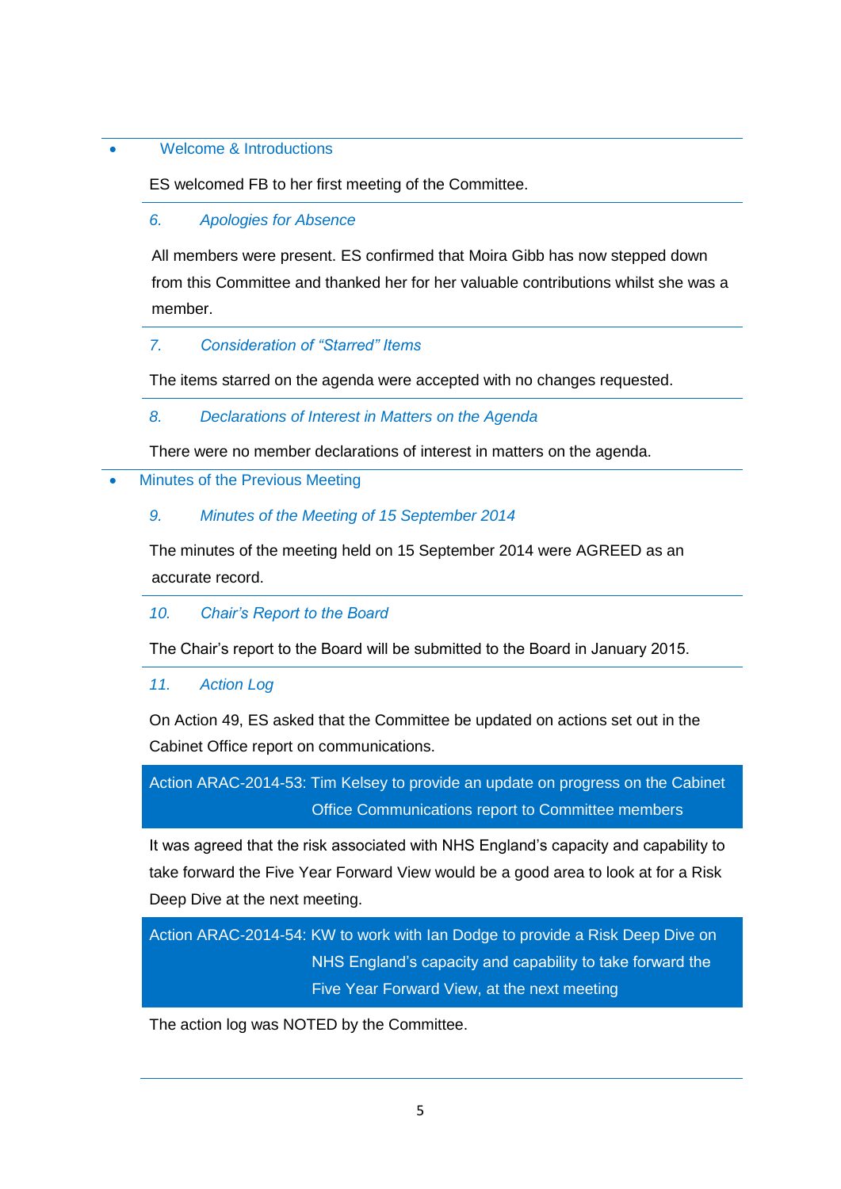- Welcome & Introductions

ES welcomed FB to her first meeting of the Committee.

### *6. Apologies for Absence*

All members were present. ES confirmed that Moira Gibb has now stepped down from this Committee and thanked her for her valuable contributions whilst she was a member.

### *7. Consideration of "Starred" Items*

The items starred on the agenda were accepted with no changes requested.

### *8. Declarations of Interest in Matters on the Agenda*

There were no member declarations of interest in matters on the agenda.

- Minutes of the Previous Meeting

### *9. Minutes of the Meeting of 15 September 2014*

The minutes of the meeting held on 15 September 2014 were AGREED as an accurate record.

### *10. Chair's Report to the Board*

The Chair's report to the Board will be submitted to the Board in January 2015.

### *11. Action Log*

On Action 49, ES asked that the Committee be updated on actions set out in the Cabinet Office report on communications.

**Action ARAC-2014-53: Tim Kelsey to provide an update on progress on the Cabinet Office Communications report to Committee members**

It was agreed that the risk associated with NHS England's capacity and capability to take forward the Five Year Forward View would be a good area to look at for a Risk Deep Dive at the next meeting.

**Action ARAC-2014-54: KW to work with Ian Dodge to provide a Risk Deep Dive on NHS England's capacity and capability to take forward the Five Year Forward View, at the next meeting**

The action log was NOTED by the Committee.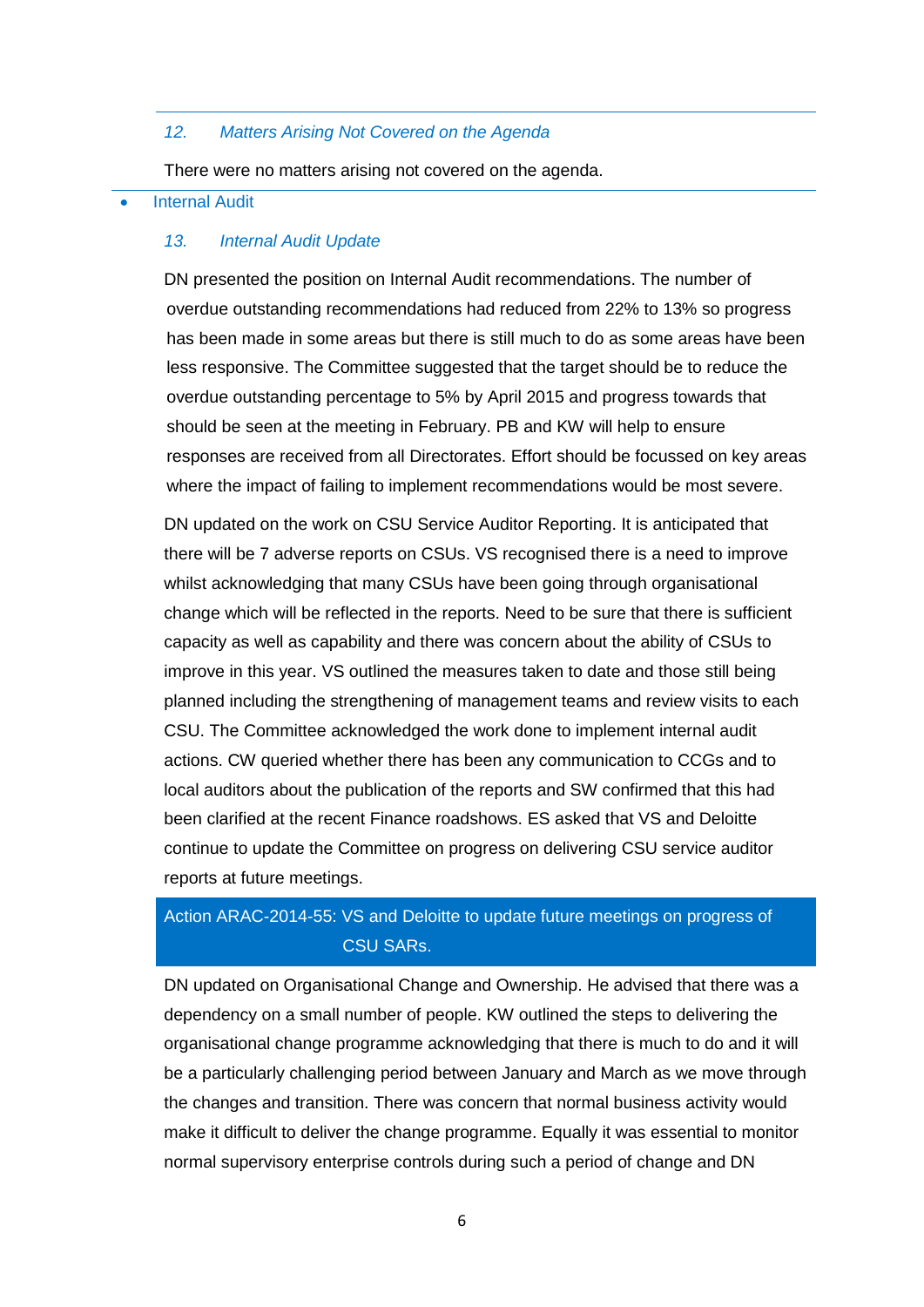### *12. Matters Arising Not Covered on the Agenda*

There were no matters arising not covered on the agenda.

- Internal Audit

### *13. Internal Audit Update*

DN presented the position on Internal Audit recommendations. The number of overdue outstanding recommendations had reduced from 22% to 13% so progress has been made in some areas but there is still much to do as some areas have been less responsive. The Committee suggested that the target should be to reduce the overdue outstanding percentage to 5% by April 2015 and progress towards that should be seen at the meeting in February. PB and KW will help to ensure responses are received from all Directorates. Effort should be focussed on key areas where the impact of failing to implement recommendations would be most severe.

DN updated on the work on CSU Service Auditor Reporting. It is anticipated that there will be 7 adverse reports on CSUs. VS recognised there is a need to improve whilst acknowledging that many CSUs have been going through organisational change which will be reflected in the reports. Need to be sure that there is sufficient capacity as well as capability and there was concern about the ability of CSUs to improve in this year. VS outlined the measures taken to date and those still being planned including the strengthening of management teams and review visits to each CSU. The Committee acknowledged the work done to implement internal audit actions. CW queried whether there has been any communication to CCGs and to local auditors about the publication of the reports and SW confirmed that this had been clarified at the recent Finance roadshows. ES asked that VS and Deloitte continue to update the Committee on progress on delivering CSU service auditor reports at future meetings.

**Action ARAC-2014-55: VS and Deloitte to update future meetings on progress of CSU SARs.**

DN updated on Organisational Change and Ownership. He advised that there was a dependency on a small number of people. KW outlined the steps to delivering the organisational change programme acknowledging that there is much to do and it will be a particularly challenging period between January and March as we move through the changes and transition. There was concern that normal business activity would make it difficult to deliver the change programme. Equally it was essential to monitor normal supervisory enterprise controls during such a period of change and DN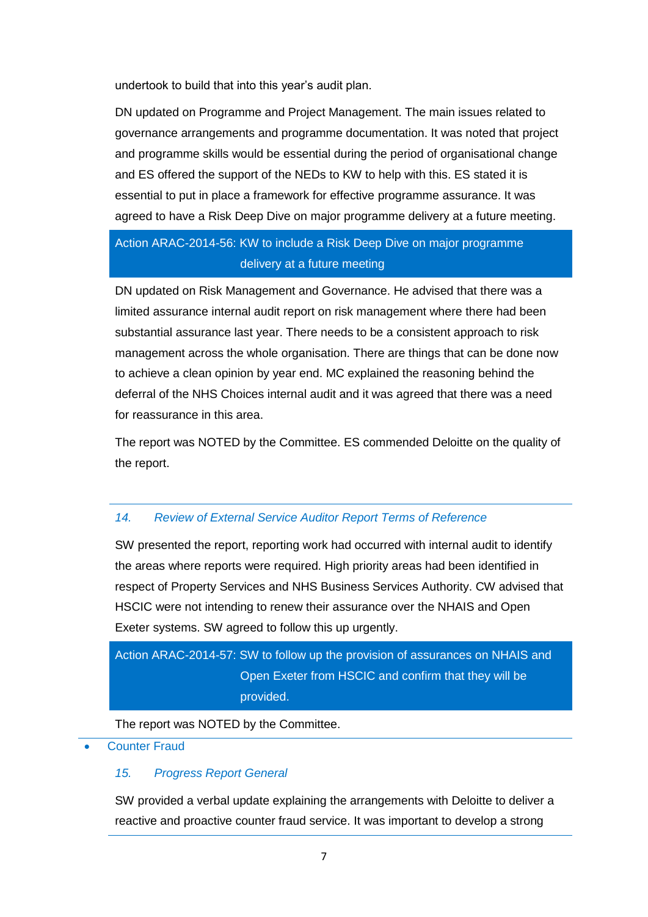undertook to build that into this year's audit plan.

DN updated on Programme and Project Management. The main issues related to governance arrangements and programme documentation. It was noted that project and programme skills would be essential during the period of organisational change and ES offered the support of the NEDs to KW to help with this. ES stated it is essential to put in place a framework for effective programme assurance. It was agreed to have a Risk Deep Dive on major programme delivery at a future meeting.

> Action ARAC-2014-56: KW to include a Risk Deep Dive on major programme delivery at a future meeting

DN updated on Risk Management and Governance. He advised that there was a limited assurance internal audit report on risk management where there had been substantial assurance last year. There needs to be a consistent approach to risk management across the whole organisation. There are things that can be done now to achieve a clean opinion by year end. MC explained the reasoning behind the deferral of the NHS Choices internal audit and it was agreed that there was a need for reassurance in this area.

The report was NOTED by the Committee. ES commended Deloitte on the quality of the report.

### *14. Review of External Service Auditor Report Terms of Reference*

SW presented the report, reporting work had occurred with internal audit to identify the areas where reports were required. High priority areas had been identified in respect of Property Services and NHS Business Services Authority. CW advised that HSCIC were not intending to renew their assurance over the NHAIS and Open Exeter systems. SW agreed to follow this up urgently.

> Action ARAC-2014-57: SW to follow up the provision of assurances on NHAIS and Open Exeter from HSCIC and confirm that they will be provided.

The report was NOTED by the Committee.

- Counter Fraud

### *15. Progress Report General*

SW provided a verbal update explaining the arrangements with Deloitte to deliver a reactive and proactive counter fraud service. It was important to develop a strong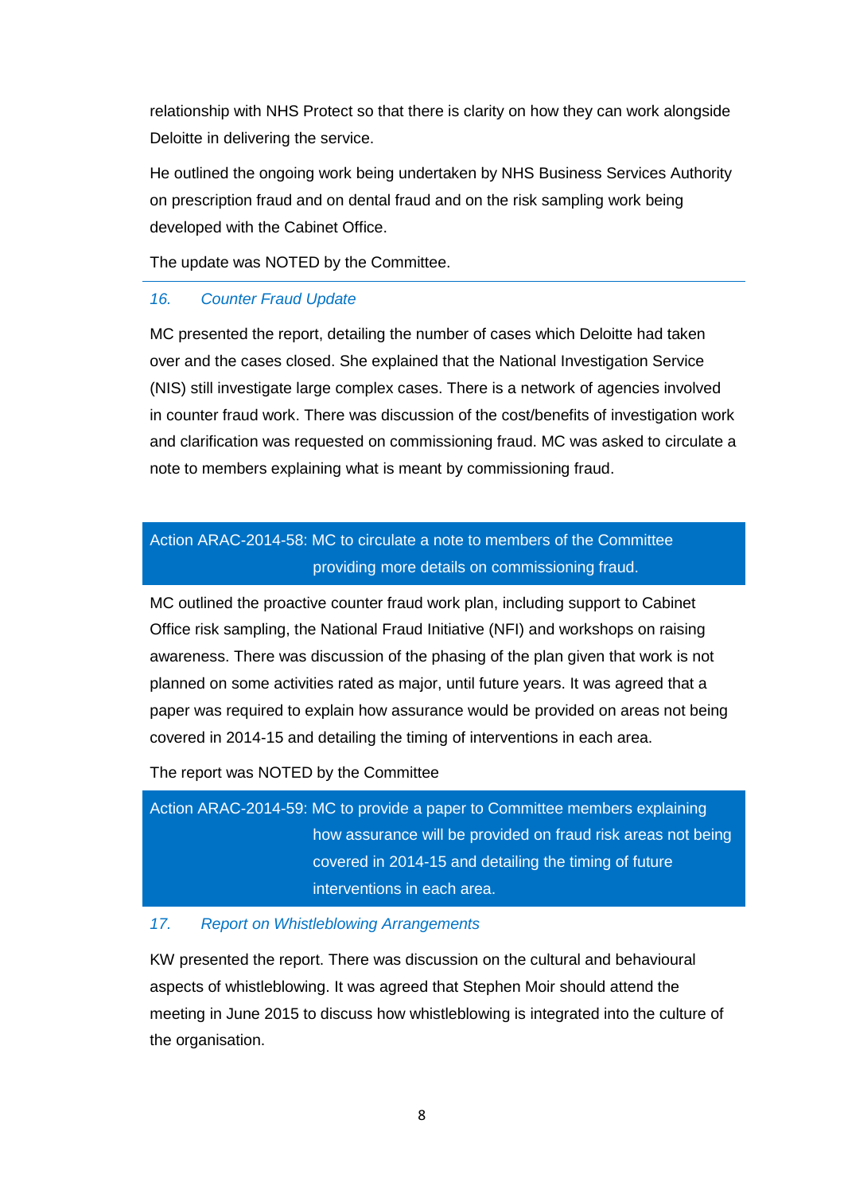relationship with NHS Protect so that there is clarity on how they can work alongside Deloitte in delivering the service.

He outlined the ongoing work being undertaken by NHS Business Services Authority on prescription fraud and on dental fraud and on the risk sampling work being developed with the Cabinet Office.

The update was NOTED by the Committee.

---

### *16. Counter Fraud Update*

MC presented the report, detailing the number of cases which Deloitte had taken over and the cases closed. She explained that the National Investigation Service (NIS) still investigate large complex cases. There is a network of agencies involved in counter fraud work. There was discussion of the cost/benefits of investigation work and clarification was requested on commissioning fraud. MC was asked to circulate a note to members explaining what is meant by commissioning fraud.

> Action ARAC-2014-58: MC to circulate a note to members of the Committee providing more details on commissioning fraud.

MC outlined the proactive counter fraud work plan, including support to Cabinet Office risk sampling, the National Fraud Initiative (NFI) and workshops on raising awareness. There was discussion of the phasing of the plan given that work is not planned on some activities rated as major, until future years. It was agreed that a paper was required to explain how assurance would be provided on areas not being covered in 2014-15 and detailing the timing of interventions in each area.

The report was NOTED by the Committee

> Action ARAC-2014-59: MC to provide a paper to Committee members explaining how assurance will be provided on fraud risk areas not being covered in 2014-15 and detailing the timing of future interventions in each area.

### *17. Report on Whistleblowing Arrangements*

KW presented the report. There was discussion on the cultural and behavioural aspects of whistleblowing. It was agreed that Stephen Moir should attend the meeting in June 2015 to discuss how whistleblowing is integrated into the culture of the organisation.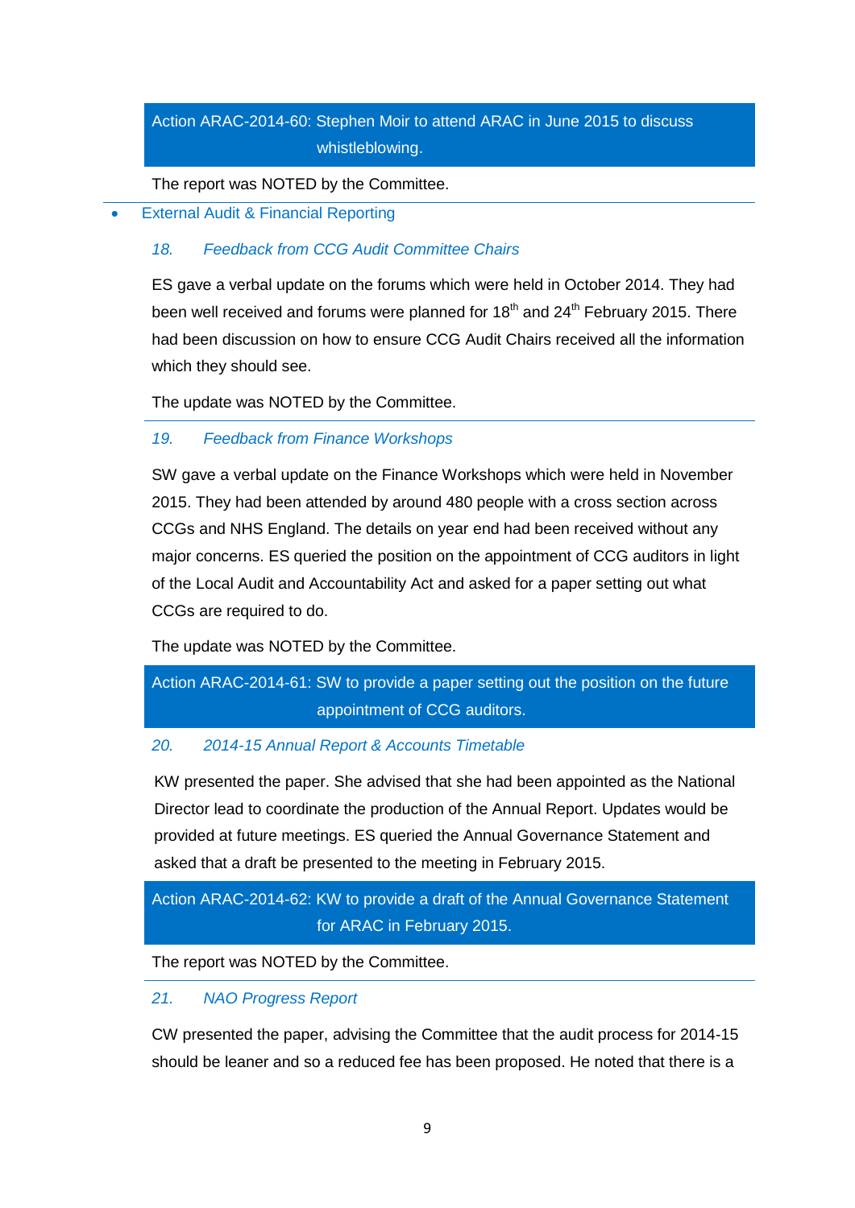Action ARAC-2014-60: Stephen Moir to attend ARAC in June 2015 to discuss whistleblowing.

The report was NOTED by the Committee.

- External Audit & Financial Reporting

### 18. Feedback from CCG Audit Committee Chairs

ES gave a verbal update on the forums which were held in October 2014. They had been well received and forums were planned for 18th and 24th February 2015. There had been discussion on how to ensure CCG Audit Chairs received all the information which they should see.

The update was NOTED by the Committee.

### 19. Feedback from Finance Workshops

SW gave a verbal update on the Finance Workshops which were held in November 2015. They had been attended by around 480 people with a cross section across CCGs and NHS England. The details on year end had been received without any major concerns. ES queried the position on the appointment of CCG auditors in light of the Local Audit and Accountability Act and asked for a paper setting out what CCGs are required to do.

The update was NOTED by the Committee.

Action ARAC-2014-61: SW to provide a paper setting out the position on the future appointment of CCG auditors.

### 20. 2014-15 Annual Report & Accounts Timetable

KW presented the paper. She advised that she had been appointed as the National Director lead to coordinate the production of the Annual Report. Updates would be provided at future meetings. ES queried the Annual Governance Statement and asked that a draft be presented to the meeting in February 2015.

Action ARAC-2014-62: KW to provide a draft of the Annual Governance Statement for ARAC in February 2015.

The report was NOTED by the Committee.

### 21. NAO Progress Report

CW presented the paper, advising the Committee that the audit process for 2014-15 should be leaner and so a reduced fee has been proposed. He noted that there is a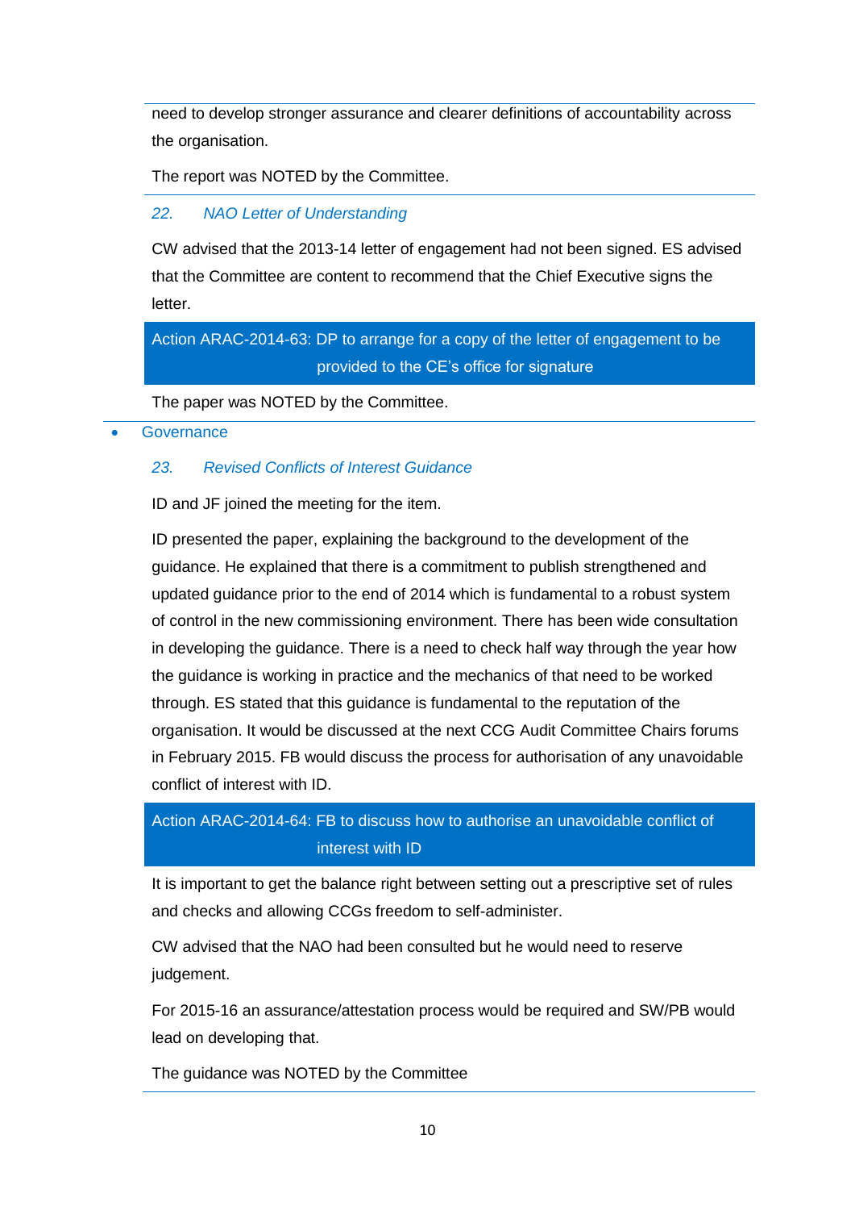need to develop stronger assurance and clearer definitions of accountability across the organisation.

The report was NOTED by the Committee.

### *22. NAO Letter of Understanding*

CW advised that the 2013-14 letter of engagement had not been signed. ES advised that the Committee are content to recommend that the Chief Executive signs the letter.

> Action ARAC-2014-63: DP to arrange for a copy of the letter of engagement to be provided to the CE's office for signature

The paper was NOTED by the Committee.

- Governance

### *23. Revised Conflicts of Interest Guidance*

ID and JF joined the meeting for the item.

ID presented the paper, explaining the background to the development of the guidance. He explained that there is a commitment to publish strengthened and updated guidance prior to the end of 2014 which is fundamental to a robust system of control in the new commissioning environment. There has been wide consultation in developing the guidance. There is a need to check half way through the year how the guidance is working in practice and the mechanics of that need to be worked through. ES stated that this guidance is fundamental to the reputation of the organisation. It would be discussed at the next CCG Audit Committee Chairs forums in February 2015. FB would discuss the process for authorisation of any unavoidable conflict of interest with ID.

> Action ARAC-2014-64: FB to discuss how to authorise an unavoidable conflict of interest with ID

It is important to get the balance right between setting out a prescriptive set of rules and checks and allowing CCGs freedom to self-administer.

CW advised that the NAO had been consulted but he would need to reserve judgement.

For 2015-16 an assurance/attestation process would be required and SW/PB would lead on developing that.

The guidance was NOTED by the Committee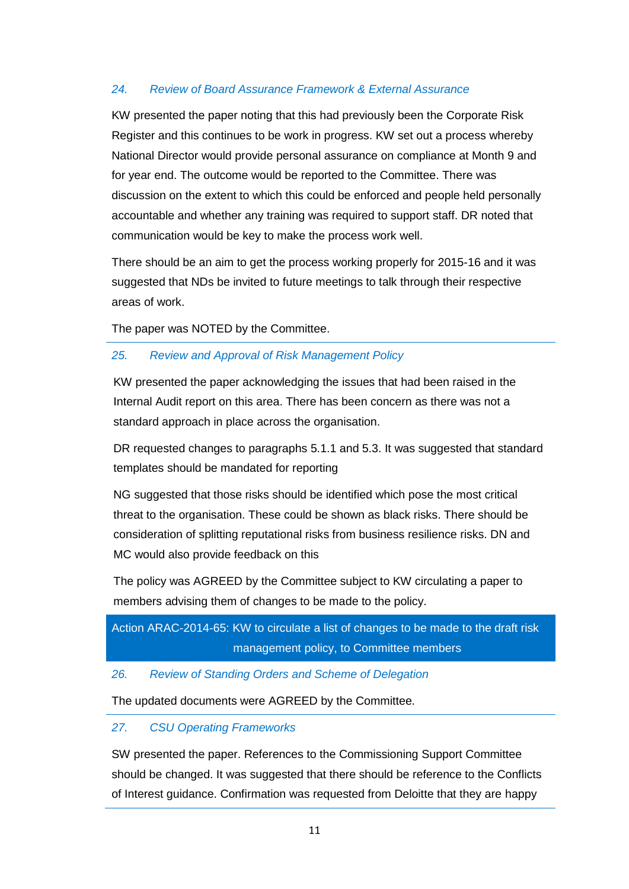### 24. *Review of Board Assurance Framework & External Assurance*

KW presented the paper noting that this had previously been the Corporate Risk Register and this continues to be work in progress. KW set out a process whereby National Director would provide personal assurance on compliance at Month 9 and for year end. The outcome would be reported to the Committee. There was discussion on the extent to which this could be enforced and people held personally accountable and whether any training was required to support staff. DR noted that communication would be key to make the process work well.

There should be an aim to get the process working properly for 2015-16 and it was suggested that NDs be invited to future meetings to talk through their respective areas of work.

The paper was NOTED by the Committee.

---

### 25. *Review and Approval of Risk Management Policy*

KW presented the paper acknowledging the issues that had been raised in the Internal Audit report on this area. There has been concern as there was not a standard approach in place across the organisation.

DR requested changes to paragraphs 5.1.1 and 5.3. It was suggested that standard templates should be mandated for reporting

NG suggested that those risks should be identified which pose the most critical threat to the organisation. These could be shown as black risks. There should be consideration of splitting reputational risks from business resilience risks. DN and MC would also provide feedback on this

The policy was AGREED by the Committee subject to KW circulating a paper to members advising them of changes to be made to the policy.

**Action ARAC-2014-65: KW to circulate a list of changes to be made to the draft risk management policy, to Committee members**

### 26. *Review of Standing Orders and Scheme of Delegation*

The updated documents were AGREED by the Committee.

---

### 27. *CSU Operating Frameworks*

SW presented the paper. References to the Commissioning Support Committee should be changed. It was suggested that there should be reference to the Conflicts of Interest guidance. Confirmation was requested from Deloitte that they are happy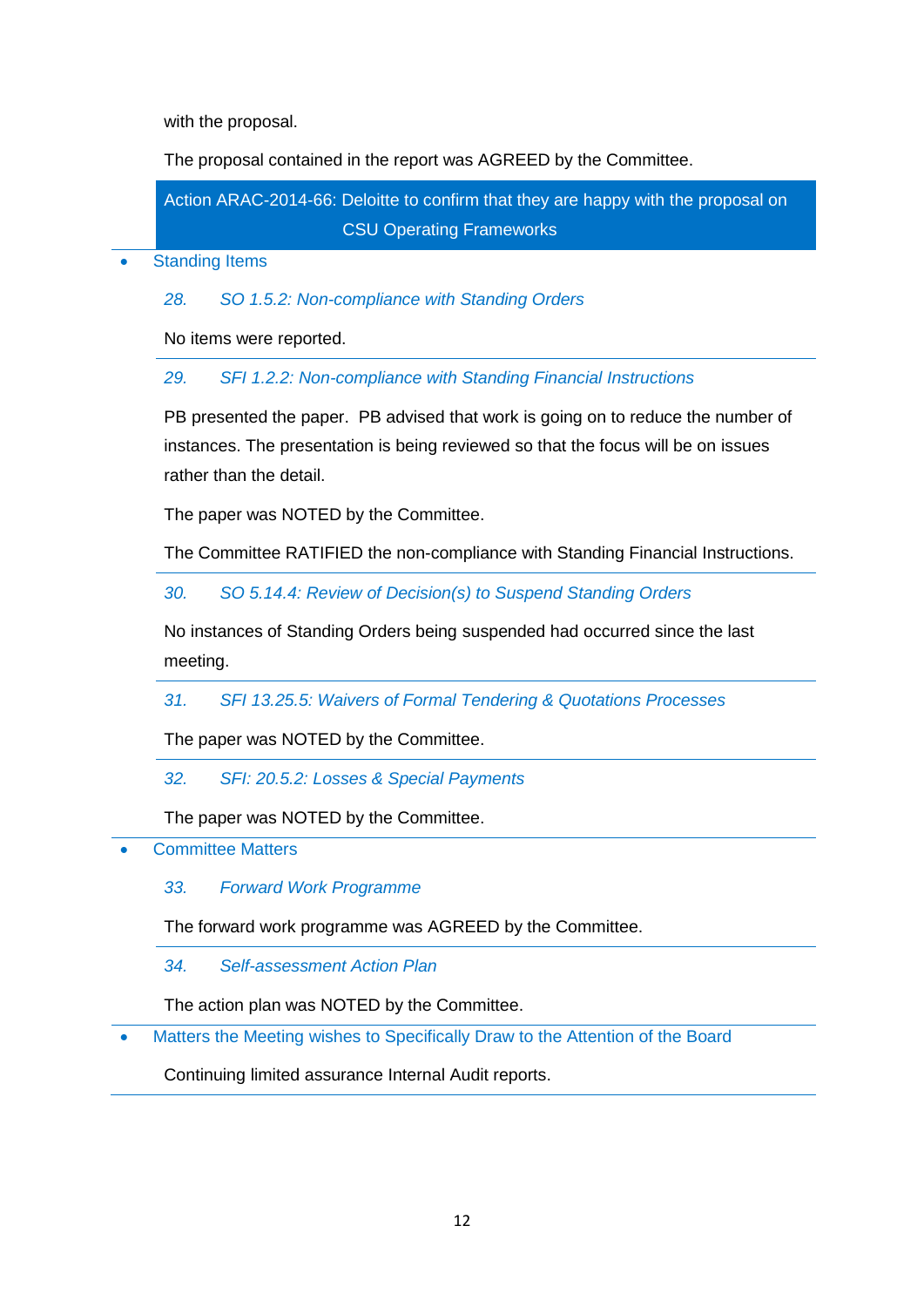with the proposal.

The proposal contained in the report was AGREED by the Committee.

**Action ARAC-2014-66: Deloitte to confirm that they are happy with the proposal on CSU Operating Frameworks**

- Standing Items

*28. SO 1.5.2: Non-compliance with Standing Orders*

No items were reported.

*29. SFI 1.2.2: Non-compliance with Standing Financial Instructions*

PB presented the paper. PB advised that work is going on to reduce the number of instances. The presentation is being reviewed so that the focus will be on issues rather than the detail.

The paper was NOTED by the Committee.

The Committee RATIFIED the non-compliance with Standing Financial Instructions.

*30. SO 5.14.4: Review of Decision(s) to Suspend Standing Orders*

No instances of Standing Orders being suspended had occurred since the last meeting.

*31. SFI 13.25.5: Waivers of Formal Tendering & Quotations Processes*

The paper was NOTED by the Committee.

*32. SFI: 20.5.2: Losses & Special Payments*

The paper was NOTED by the Committee.

- Committee Matters

*33. Forward Work Programme*

The forward work programme was AGREED by the Committee.

*34. Self-assessment Action Plan*

The action plan was NOTED by the Committee.

- Matters the Meeting wishes to Specifically Draw to the Attention of the Board

Continuing limited assurance Internal Audit reports.